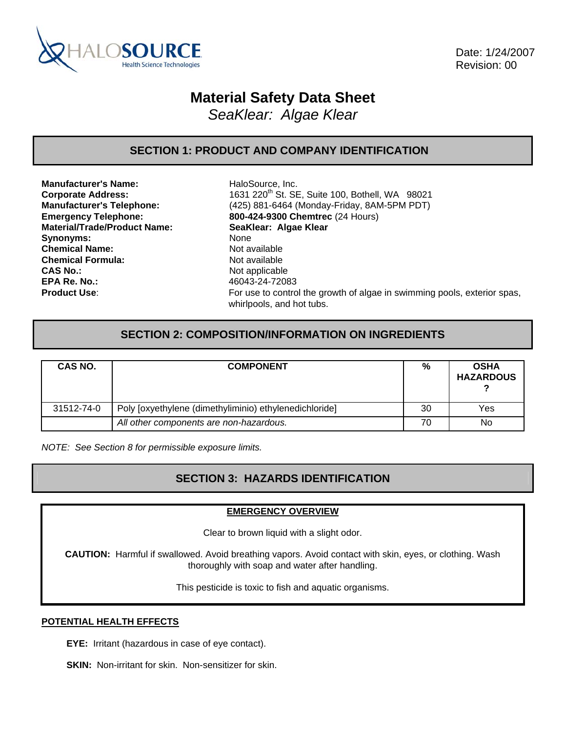HALOSOURCE Health Science Technologies

Date: 1/24/2007
Revision: 00

# Material Safety Data Sheet

*SeaKlear: Algae Klear*

## SECTION 1: PRODUCT AND COMPANY IDENTIFICATION

**Manufacturer's Name:** HaloSource, Inc.
**Corporate Address:** 1631 220th St. SE, Suite 100, Bothell, WA 98021
**Manufacturer's Telephone:** (425) 881-6464 (Monday-Friday, 8AM-5PM PDT)
**Emergency Telephone:** **800-424-9300 Chemtrec** (24 Hours)
**Material/Trade/Product Name:** **SeaKlear: Algae Klear**
**Synonyms:** None
**Chemical Name:** Not available
**Chemical Formula:** Not available
**CAS No.:** Not applicable
**EPA Re. No.:** 46043-24-72083
**Product Use**: For use to control the growth of algae in swimming pools, exterior spas, whirlpools, and hot tubs.

## SECTION 2: COMPOSITION/INFORMATION ON INGREDIENTS

| CAS NO. | COMPONENT | % | OSHA HARZARDOUS ? |
|---|---|---|---|
| 31512-74-0 | Poly [oxyethylene (dimethyliminio) ethylenedichloride] | 30 | Yes |
| | *All other components are non-hazardous.* | 70 | No |

*NOTE: See Section 8 for permissible exposure limits.*

## SECTION 3: HAZARDS IDENTIFICATION

**EMERGENCY OVERVIEW**

Clear to brown liquid with a slight odor.

**CAUTION:** Harmful if swallowed. Avoid breathing vapors. Avoid contact with skin, eyes, or clothing. Wash thoroughly with soap and water after handling.

This pesticide is toxic to fish and aquatic organisms.

**POTENTIAL HEALTH EFFECTS**

**EYE:** Irritant (hazardous in case of eye contact).

**SKIN:** Non-irritant for skin. Non-sensitizer for skin.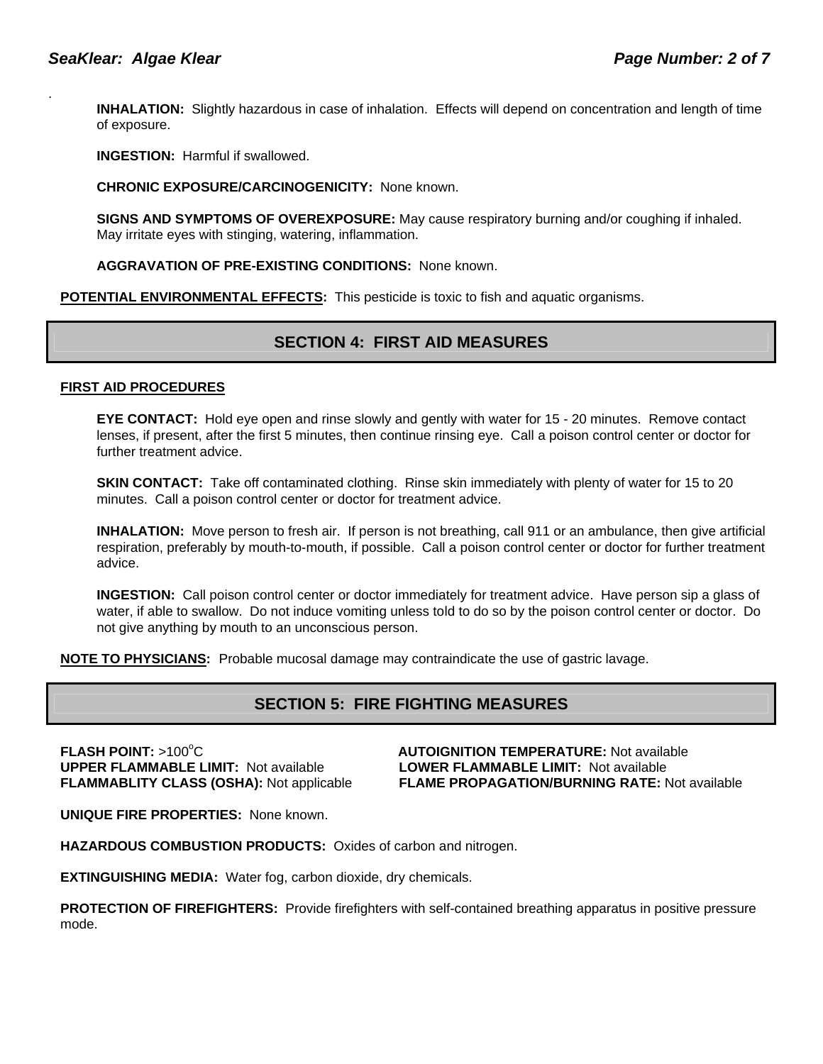**INHALATION:** Slightly hazardous in case of inhalation. Effects will depend on concentration and length of time of exposure.

**INGESTION:** Harmful if swallowed.

**CHRONIC EXPOSURE/CARCINOGENICITY:** None known.

**SIGNS AND SYMPTOMS OF OVEREXPOSURE:** May cause respiratory burning and/or coughing if inhaled. May irritate eyes with stinging, watering, inflammation.

**AGGRAVATION OF PRE-EXISTING CONDITIONS:** None known.

**POTENTIAL ENVIRONMENTAL EFFECTS:** This pesticide is toxic to fish and aquatic organisms.

## SECTION 4: FIRST AID MEASURES

**FIRST AID PROCEDURES**

**EYE CONTACT:** Hold eye open and rinse slowly and gently with water for 15 - 20 minutes. Remove contact lenses, if present, after the first 5 minutes, then continue rinsing eye. Call a poison control center or doctor for further treatment advice.

**SKIN CONTACT:** Take off contaminated clothing. Rinse skin immediately with plenty of water for 15 to 20 minutes. Call a poison control center or doctor for treatment advice.

**INHALATION:** Move person to fresh air. If person is not breathing, call 911 or an ambulance, then give artificial respiration, preferably by mouth-to-mouth, if possible. Call a poison control center or doctor for further treatment advice.

**INGESTION:** Call poison control center or doctor immediately for treatment advice. Have person sip a glass of water, if able to swallow. Do not induce vomiting unless told to do so by the poison control center or doctor. Do not give anything by mouth to an unconscious person.

**NOTE TO PHYSICIANS:** Probable mucosal damage may contraindicate the use of gastric lavage.

## SECTION 5: FIRE FIGHTING MEASURES

**FLASH POINT:** >100°C

**AUTOIGNITION TEMPERATURE:** Not available

**UPPER FLAMMABLE LIMIT:** Not available

**LOWER FLAMMABLE LIMIT:** Not available

**FLAMMABLITY CLASS (OSHA):** Not applicable

**FLAME PROPAGATION/BURNING RATE:** Not available

**UNIQUE FIRE PROPERTIES:** None known.

**HAZARDOUS COMBUSTION PRODUCTS:** Oxides of carbon and nitrogen.

**EXTINGUISHING MEDIA:** Water fog, carbon dioxide, dry chemicals.

**PROTECTION OF FIREFIGHTERS:** Provide firefighters with self-contained breathing apparatus in positive pressure mode.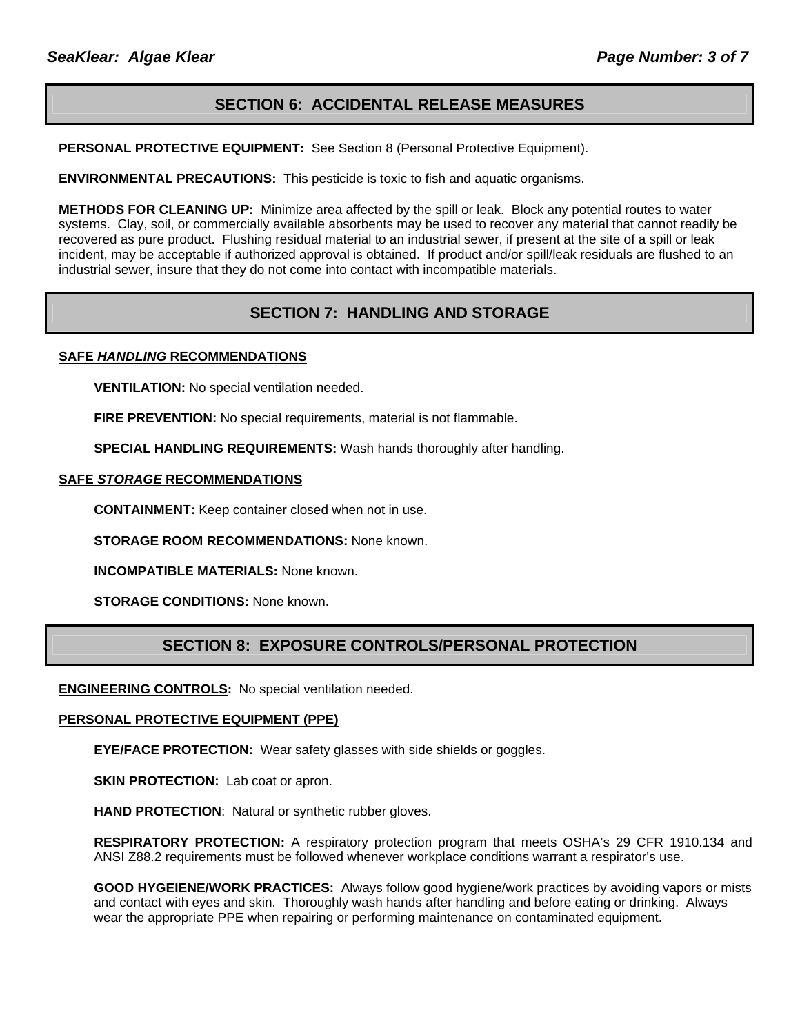## SECTION 6: ACCIDENTAL RELEASE MEASURES

**PERSONAL PROTECTIVE EQUIPMENT:** See Section 8 (Personal Protective Equipment).

**ENVIRONMENTAL PRECAUTIONS:** This pesticide is toxic to fish and aquatic organisms.

**METHODS FOR CLEANING UP:** Minimize area affected by the spill or leak. Block any potential routes to water systems. Clay, soil, or commercially available absorbents may be used to recover any material that cannot readily be recovered as pure product. Flushing residual material to an industrial sewer, if present at the site of a spill or leak incident, may be acceptable if authorized approval is obtained. If product and/or spill/leak residuals are flushed to an industrial sewer, insure that they do not come into contact with incompatible materials.

## SECTION 7: HANDLING AND STORAGE

**SAFE *HANDLING* RECOMMENDATIONS**

**VENTILATION:** No special ventilation needed.

**FIRE PREVENTION:** No special requirements, material is not flammable.

**SPECIAL HANDLING REQUIREMENTS:** Wash hands thoroughly after handling.

**SAFE *STORAGE* RECOMMENDATIONS**

**CONTAINMENT:** Keep container closed when not in use.

**STORAGE ROOM RECOMMENDATIONS:** None known.

**INCOMPATIBLE MATERIALS:** None known.

**STORAGE CONDITIONS:** None known.

## SECTION 8: EXPOSURE CONTROLS/PERSONAL PROTECTION

**ENGINEERING CONTROLS:** No special ventilation needed.

**PERSONAL PROTECTIVE EQUIPMENT (PPE)**

**EYE/FACE PROTECTION:** Wear safety glasses with side shields or goggles.

**SKIN PROTECTION:** Lab coat or apron.

**HAND PROTECTION**: Natural or synthetic rubber gloves.

**RESPIRATORY PROTECTION:** A respiratory protection program that meets OSHA's 29 CFR 1910.134 and ANSI Z88.2 requirements must be followed whenever workplace conditions warrant a respirator's use.

**GOOD HYGEIENE/WORK PRACTICES:** Always follow good hygiene/work practices by avoiding vapors or mists and contact with eyes and skin. Thoroughly wash hands after handling and before eating or drinking. Always wear the appropriate PPE when repairing or performing maintenance on contaminated equipment.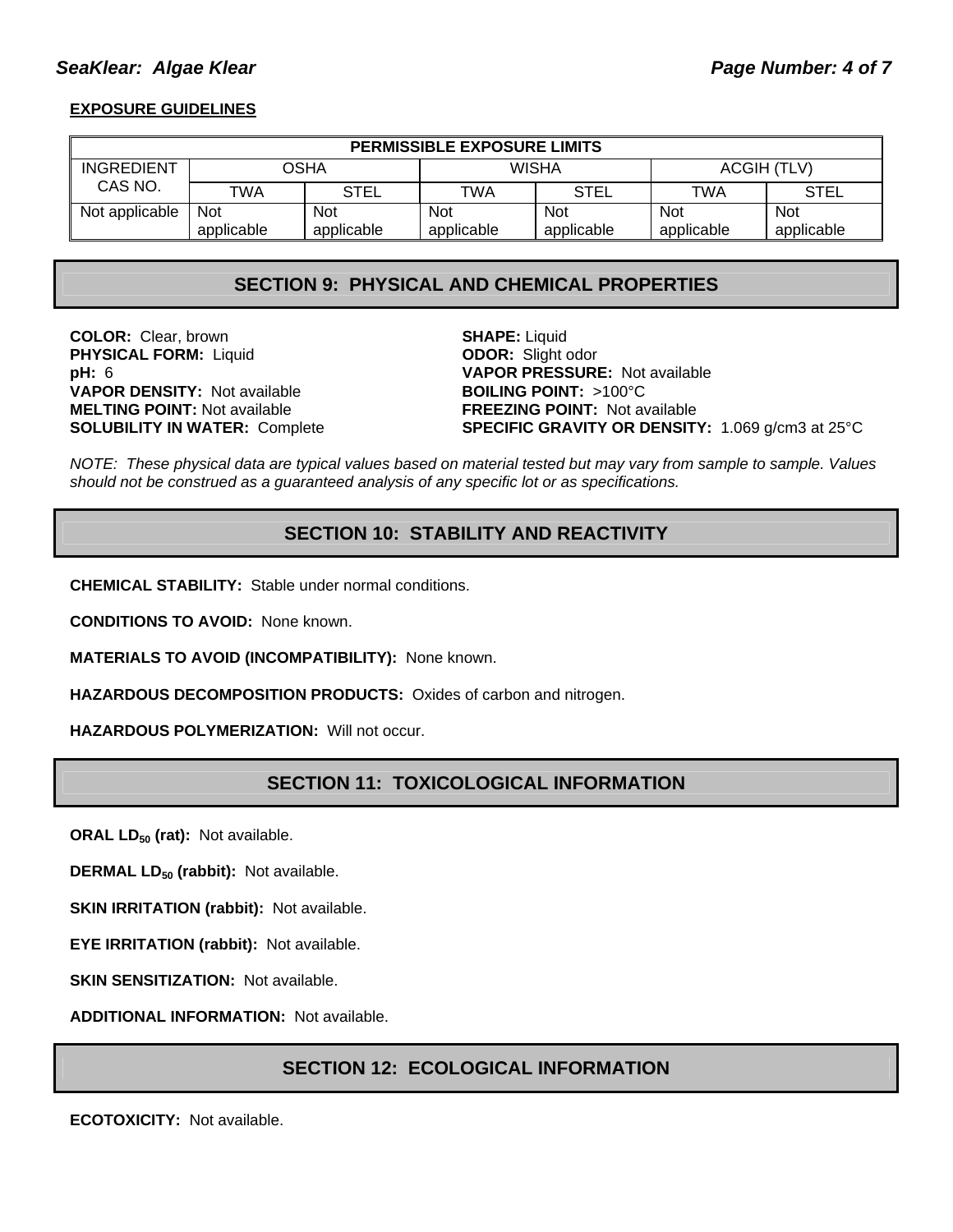**EXPOSURE GUIDELINES**

| PERMISSIBLE EXPOSURE LIMITS | | | | | | |
|---|---|---|---|---|---|---|
| INGREDIENT CAS NO. | OSHA | | WISHA | | ACGIH (TLV) | |
| | TWA | STEL | TWA | STEL | TWA | STEL |
| Not applicable | Not applicable | Not applicable | Not applicable | Not applicable | Not applicable | Not applicable |

## SECTION 9: PHYSICAL AND CHEMICAL PROPERTIES

**COLOR:** Clear, brown
**PHYSICAL FORM:** Liquid
**pH:** 6
**VAPOR DENSITY:** Not available
**MELTING POINT:** Not available
**SOLUBILITY IN WATER:** Complete
**SHAPE:** Liquid
**ODOR:** Slight odor
**VAPOR PRESSURE:** Not available
**BOILING POINT:** >100°C
**FREEZING POINT:** Not available
**SPECIFIC GRAVITY OR DENSITY:** 1.069 g/cm3 at 25°C

*NOTE: These physical data are typical values based on material tested but may vary from sample to sample. Values should not be construed as a guaranteed analysis of any specific lot or as specifications.*

## SECTION 10: STABILITY AND REACTIVITY

**CHEMICAL STABILITY:** Stable under normal conditions.

**CONDITIONS TO AVOID:** None known.

**MATERIALS TO AVOID (INCOMPATIBILITY):** None known.

**HAZARDOUS DECOMPOSITION PRODUCTS:** Oxides of carbon and nitrogen.

**HAZARDOUS POLYMERIZATION:** Will not occur.

## SECTION 11: TOXICOLOGICAL INFORMATION

**ORAL $LD_{50}$ (rat):** Not available.

**DERMAL $LD_{50}$ (rabbit):** Not available.

**SKIN IRRITATION (rabbit):** Not available.

**EYE IRRITATION (rabbit):** Not available.

**SKIN SENSITIZATION:** Not available.

**ADDITIONAL INFORMATION:** Not available.

## SECTION 12: ECOLOGICAL INFORMATION

**ECOTOXICITY:** Not available.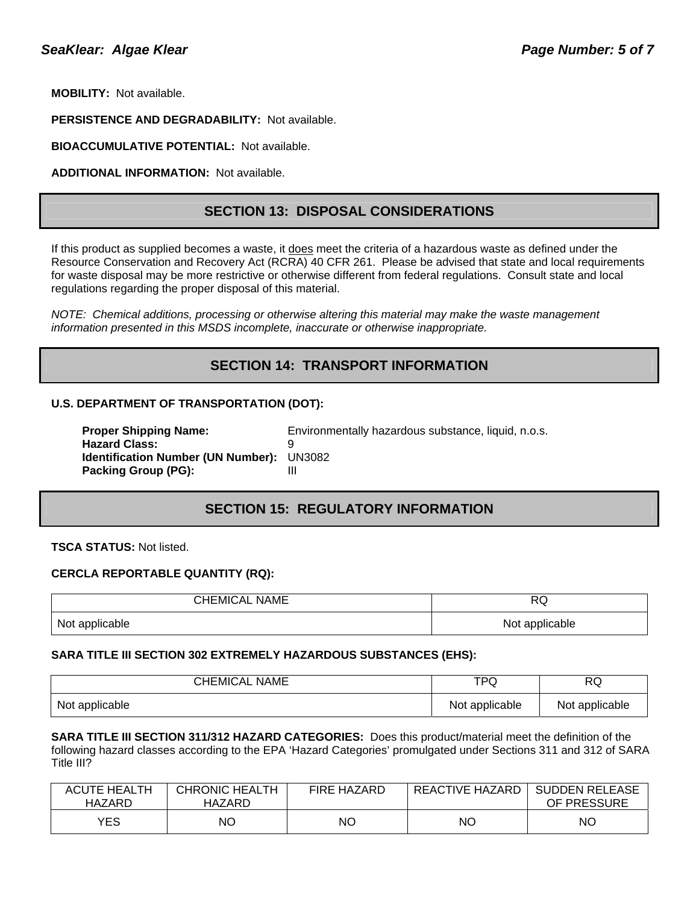**MOBILITY:** Not available.

**PERSISTENCE AND DEGRADABILITY:** Not available.

**BIOACCUMULATIVE POTENTIAL:** Not available.

**ADDITIONAL INFORMATION:** Not available.

## SECTION 13: DISPOSAL CONSIDERATIONS

If this product as supplied becomes a waste, it does meet the criteria of a hazardous waste as defined under the Resource Conservation and Recovery Act (RCRA) 40 CFR 261. Please be advised that state and local requirements for waste disposal may be more restrictive or otherwise different from federal regulations. Consult state and local regulations regarding the proper disposal of this material.

*NOTE: Chemical additions, processing or otherwise altering this material may make the waste management information presented in this MSDS incomplete, inaccurate or otherwise inappropriate.*

## SECTION 14: TRANSPORT INFORMATION

**U.S. DEPARTMENT OF TRANSPORTATION (DOT):**

**Proper Shipping Name:** Environmentally hazardous substance, liquid, n.o.s.
**Hazard Class:** 9
**Identification Number (UN Number):** UN3082
**Packing Group (PG):** III

## SECTION 15: REGULATORY INFORMATION

**TSCA STATUS:** Not listed.

**CERCLA REPORTABLE QUANTITY (RQ):**

| CHEMICAL NAME | RQ |
|---|---|
| Not applicable | Not applicable |

**SARA TITLE III SECTION 302 EXTREMELY HAZARDOUS SUBSTANCES (EHS):**

| CHEMICAL NAME | TPQ | RQ |
|---|---|---|
| Not applicable | Not applicable | Not applicable |

**SARA TITLE III SECTION 311/312 HAZARD CATEGORIES:** Does this product/material meet the definition of the following hazard classes according to the EPA 'Hazard Categories' promulgated under Sections 311 and 312 of SARA Title III?

| ACUTE HEALTH HAZARD | CHRONIC HEALTH HAZARD | FIRE HAZARD | REACTIVE HAZARD | SUDDEN RELEASE OF PRESSURE |
|---|---|---|---|---|
| YES | NO | NO | NO | NO |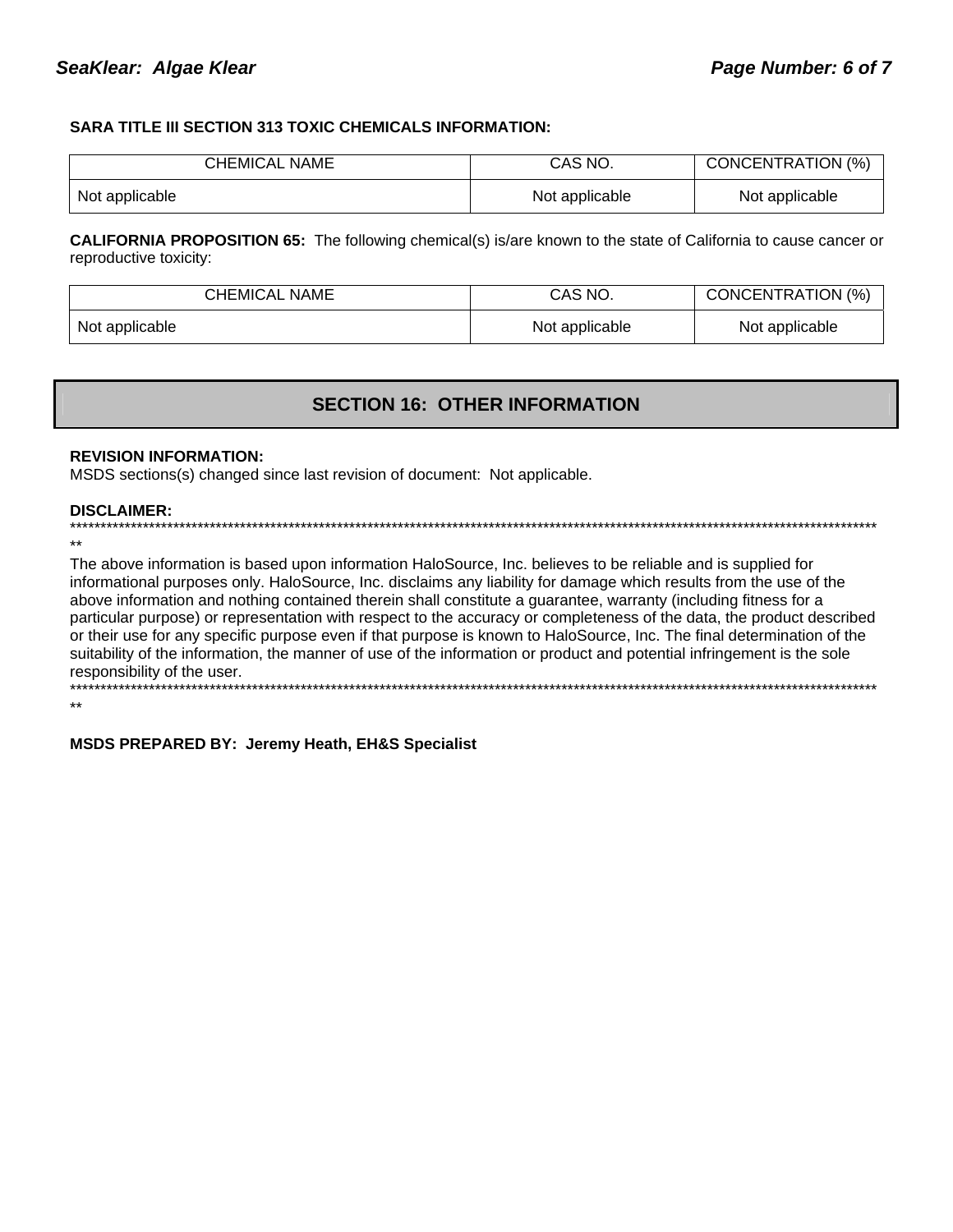**SARA TITLE III SECTION 313 TOXIC CHEMICALS INFORMATION:**

| CHEMICAL NAME | CAS NO. | CONCENTRATION (%) |
| --- | --- | --- |
| Not applicable | Not applicable | Not applicable |

**CALIFORNIA PROPOSITION 65:** The following chemical(s) is/are known to the state of California to cause cancer or reproductive toxicity:

| CHEMICAL NAME | CAS NO. | CONCENTRATION (%) |
| --- | --- | --- |
| Not applicable | Not applicable | Not applicable |

## SECTION 16: OTHER INFORMATION

**REVISION INFORMATION:**
MSDS sections(s) changed since last revision of document: Not applicable.

**DISCLAIMER:**

****************************************************************************************************************************************

The above information is based upon information HaloSource, Inc. believes to be reliable and is supplied for informational purposes only. HaloSource, Inc. disclaims any liability for damage which results from the use of the above information and nothing contained therein shall constitute a guarantee, warranty (including fitness for a particular purpose) or representation with respect to the accuracy or completeness of the data, the product described or their use for any specific purpose even if that purpose is known to HaloSource, Inc. The final determination of the suitability of the information, the manner of use of the information or product and potential infringement is the sole responsibility of the user.

****************************************************************************************************************************************

**MSDS PREPARED BY: Jeremy Heath, EH&S Specialist**